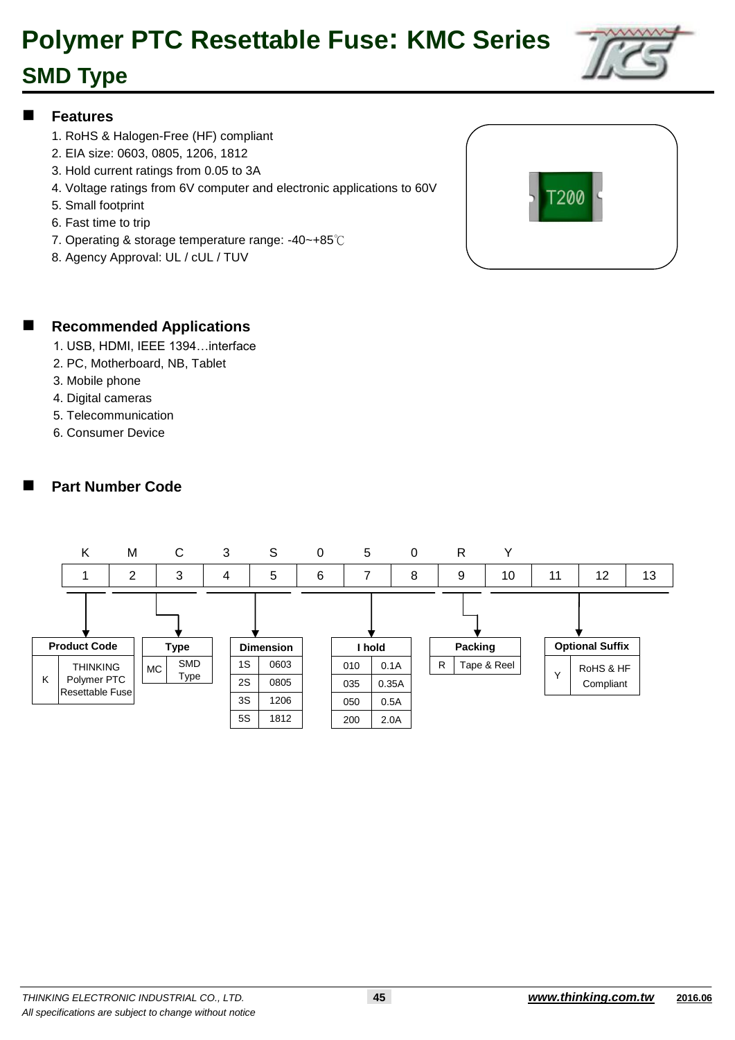# Polymer PTC Resettable Fuse: KMC Series

## SMD Type

### Features

1. RoHS & Halogen-Free (HF) compliant
2. EIA size: 0603, 0805, 1206, 1812
3. Hold current ratings from 0.05 to 3A
4. Voltage ratings from 6V computer and electronic applications to 60V
5. Small footprint
6. Fast time to trip
7. Operating & storage temperature range: -40~+85℃
8. Agency Approval: UL / cUL / TUV

### Recommended Applications

1. USB, HDMI, IEEE 1394…interface
2. PC, Motherboard, NB, Tablet
3. Mobile phone
4. Digital cameras
5. Telecommunication
6. Consumer Device

### Part Number Code

| K | M | C | 3 | S | 0 | 5 | 0 | R | Y | | | |
|---|---|---|---|---|---|---|---|---|---|---|---|---|
| 1 | 2 | 3 | 4 | 5 | 6 | 7 | 8 | 9 | 10 | 11 | 12 | 13 |

**Product Code**

| Code | Description |
|---|---|
| K | THINKING Polymer PTC Resettable Fuse |

**Type**

| Code | Description |
|---|---|
| MC | SMD Type |

**Dimension**

| Code | Size |
|---|---|
| 1S | 0603 |
| 2S | 0805 |
| 3S | 1206 |
| 5S | 1812 |

**I hold**

| Code | Value |
|---|---|
| 010 | 0.1A |
| 035 | 0.35A |
| 050 | 0.5A |
| 200 | 2.0A |

**Packing**

| Code | Description |
|---|---|
| R | Tape & Reel |

**Optional Suffix**

| Code | Description |
|---|---|
| Y | RoHS & HF Compliant |

*THINKING ELECTRONIC INDUSTRIAL CO., LTD.*

*All specifications are subject to change without notice*

***www.thinking.com.tw*** **2016.06**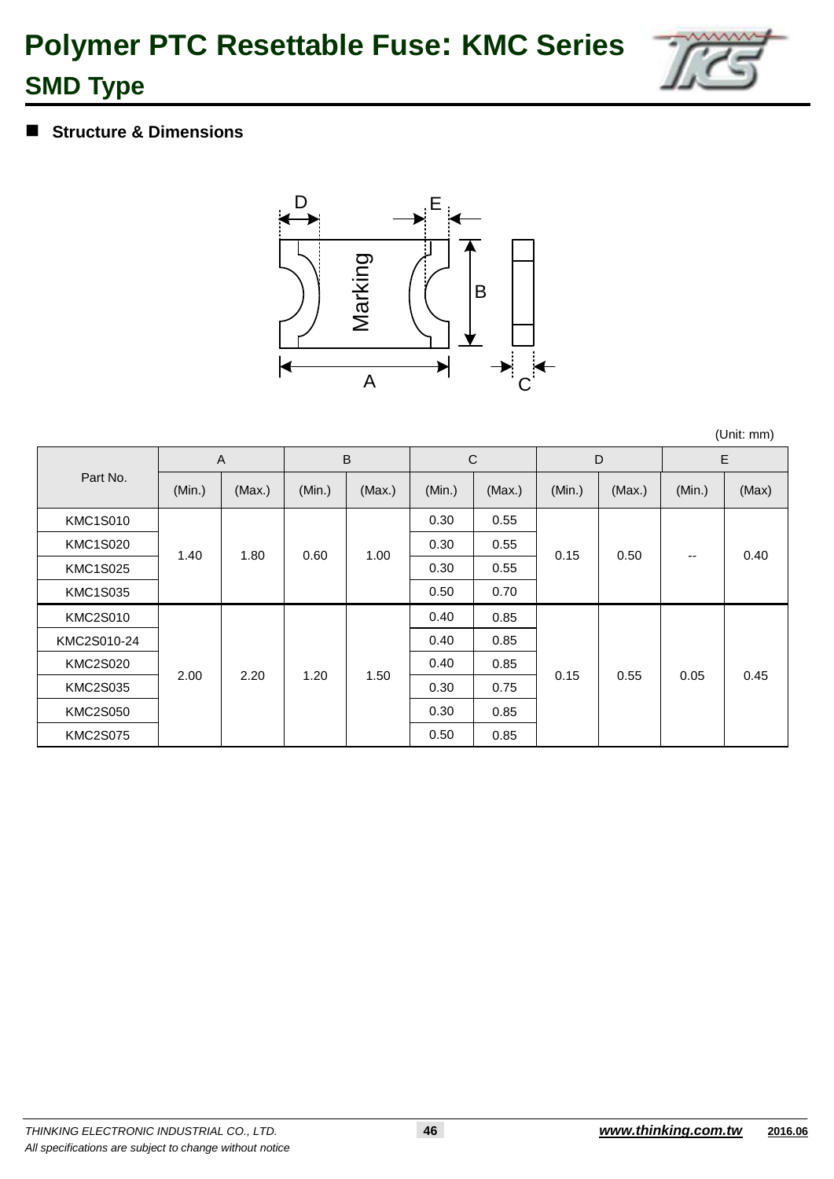# Polymer PTC Resettable Fuse: KMC Series

## SMD Type

### Structure & Dimensions

(Unit: mm)

| Part No. | A | | B | | C | | D | | E | |
|---|---|---|---|---|---|---|---|---|---|---|
| | (Min.) | (Max.) | (Min.) | (Max.) | (Min.) | (Max.) | (Min.) | (Max.) | (Min.) | (Max) |
| KMC1S010 | 1.40 | 1.80 | 0.60 | 1.00 | 0.30 | 0.55 | 0.15 | 0.50 | -- | 0.40 |
| KMC1S020 | 1.40 | 1.80 | 0.60 | 1.00 | 0.30 | 0.55 | 0.15 | 0.50 | -- | 0.40 |
| KMC1S025 | 1.40 | 1.80 | 0.60 | 1.00 | 0.30 | 0.55 | 0.15 | 0.50 | -- | 0.40 |
| KMC1S035 | 1.40 | 1.80 | 0.60 | 1.00 | 0.50 | 0.70 | 0.15 | 0.50 | -- | 0.40 |
| KMC2S010 | 2.00 | 2.20 | 1.20 | 1.50 | 0.40 | 0.85 | 0.15 | 0.55 | 0.05 | 0.45 |
| KMC2S010-24 | 2.00 | 2.20 | 1.20 | 1.50 | 0.40 | 0.85 | 0.15 | 0.55 | 0.05 | 0.45 |
| KMC2S020 | 2.00 | 2.20 | 1.20 | 1.50 | 0.40 | 0.85 | 0.15 | 0.55 | 0.05 | 0.45 |
| KMC2S035 | 2.00 | 2.20 | 1.20 | 1.50 | 0.30 | 0.75 | 0.15 | 0.55 | 0.05 | 0.45 |
| KMC2S050 | 2.00 | 2.20 | 1.20 | 1.50 | 0.30 | 0.85 | 0.15 | 0.55 | 0.05 | 0.45 |
| KMC2S075 | 2.00 | 2.20 | 1.20 | 1.50 | 0.50 | 0.85 | 0.15 | 0.55 | 0.05 | 0.45 |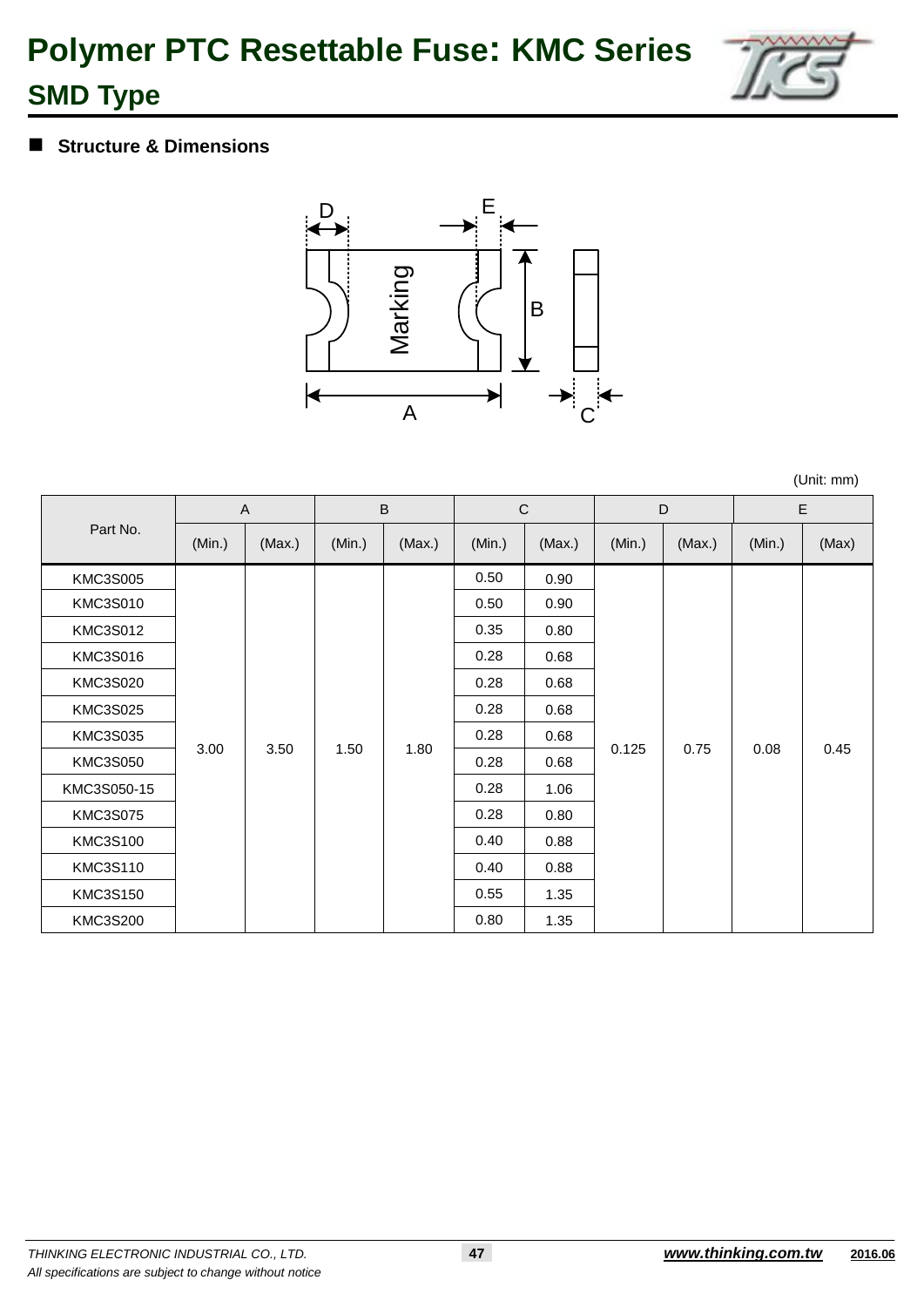# Polymer PTC Resettable Fuse: KMC Series

## SMD Type

### Structure & Dimensions

(Unit: mm)

| Part No. | A | | B | | C | | D | | E | |
|---|---|---|---|---|---|---|---|---|---|---|
| | (Min.) | (Max.) | (Min.) | (Max.) | (Min.) | (Max.) | (Min.) | (Max.) | (Min.) | (Max) |
| KMC3S005 | 3.00 | 3.50 | 1.50 | 1.80 | 0.50 | 0.90 | 0.125 | 0.75 | 0.08 | 0.45 |
| KMC3S010 | 3.00 | 3.50 | 1.50 | 1.80 | 0.50 | 0.90 | 0.125 | 0.75 | 0.08 | 0.45 |
| KMC3S012 | 3.00 | 3.50 | 1.50 | 1.80 | 0.35 | 0.80 | 0.125 | 0.75 | 0.08 | 0.45 |
| KMC3S016 | 3.00 | 3.50 | 1.50 | 1.80 | 0.28 | 0.68 | 0.125 | 0.75 | 0.08 | 0.45 |
| KMC3S020 | 3.00 | 3.50 | 1.50 | 1.80 | 0.28 | 0.68 | 0.125 | 0.75 | 0.08 | 0.45 |
| KMC3S025 | 3.00 | 3.50 | 1.50 | 1.80 | 0.28 | 0.68 | 0.125 | 0.75 | 0.08 | 0.45 |
| KMC3S035 | 3.00 | 3.50 | 1.50 | 1.80 | 0.28 | 0.68 | 0.125 | 0.75 | 0.08 | 0.45 |
| KMC3S050 | 3.00 | 3.50 | 1.50 | 1.80 | 0.28 | 0.68 | 0.125 | 0.75 | 0.08 | 0.45 |
| KMC3S050-15 | 3.00 | 3.50 | 1.50 | 1.80 | 0.28 | 1.06 | 0.125 | 0.75 | 0.08 | 0.45 |
| KMC3S075 | 3.00 | 3.50 | 1.50 | 1.80 | 0.28 | 0.80 | 0.125 | 0.75 | 0.08 | 0.45 |
| KMC3S100 | 3.00 | 3.50 | 1.50 | 1.80 | 0.40 | 0.88 | 0.125 | 0.75 | 0.08 | 0.45 |
| KMC3S110 | 3.00 | 3.50 | 1.50 | 1.80 | 0.40 | 0.88 | 0.125 | 0.75 | 0.08 | 0.45 |
| KMC3S150 | 3.00 | 3.50 | 1.50 | 1.80 | 0.55 | 1.35 | 0.125 | 0.75 | 0.08 | 0.45 |
| KMC3S200 | 3.00 | 3.50 | 1.50 | 1.80 | 0.80 | 1.35 | 0.125 | 0.75 | 0.08 | 0.45 |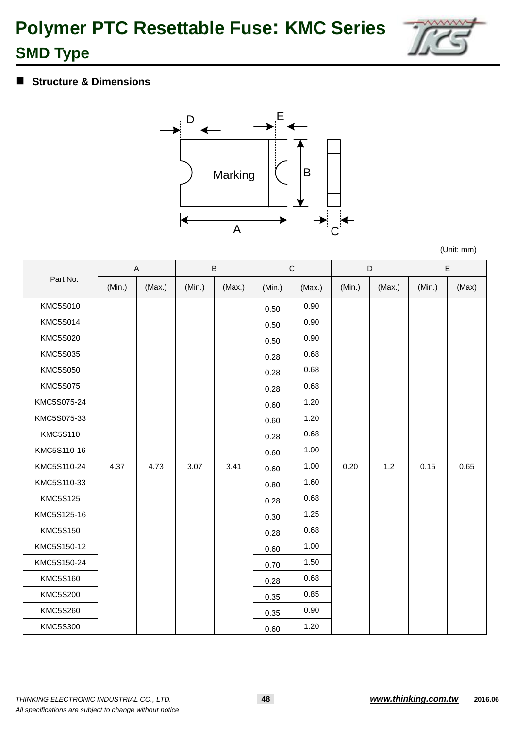# Polymer PTC Resettable Fuse: KMC Series

## SMD Type

### Structure & Dimensions

(Unit: mm)

| Part No. | A | | B | | C | | D | | E | |
|---|---|---|---|---|---|---|---|---|---|---|
| | (Min.) | (Max.) | (Min.) | (Max.) | (Min.) | (Max.) | (Min.) | (Max.) | (Min.) | (Max) |
| KMC5S010 | 4.37 | 4.73 | 3.07 | 3.41 | 0.50 | 0.90 | 0.20 | 1.2 | 0.15 | 0.65 |
| KMC5S014 | 4.37 | 4.73 | 3.07 | 3.41 | 0.50 | 0.90 | 0.20 | 1.2 | 0.15 | 0.65 |
| KMC5S020 | 4.37 | 4.73 | 3.07 | 3.41 | 0.50 | 0.90 | 0.20 | 1.2 | 0.15 | 0.65 |
| KMC5S035 | 4.37 | 4.73 | 3.07 | 3.41 | 0.28 | 0.68 | 0.20 | 1.2 | 0.15 | 0.65 |
| KMC5S050 | 4.37 | 4.73 | 3.07 | 3.41 | 0.28 | 0.68 | 0.20 | 1.2 | 0.15 | 0.65 |
| KMC5S075 | 4.37 | 4.73 | 3.07 | 3.41 | 0.28 | 0.68 | 0.20 | 1.2 | 0.15 | 0.65 |
| KMC5S075-24 | 4.37 | 4.73 | 3.07 | 3.41 | 0.60 | 1.20 | 0.20 | 1.2 | 0.15 | 0.65 |
| KMC5S075-33 | 4.37 | 4.73 | 3.07 | 3.41 | 0.60 | 1.20 | 0.20 | 1.2 | 0.15 | 0.65 |
| KMC5S110 | 4.37 | 4.73 | 3.07 | 3.41 | 0.28 | 0.68 | 0.20 | 1.2 | 0.15 | 0.65 |
| KMC5S110-16 | 4.37 | 4.73 | 3.07 | 3.41 | 0.60 | 1.00 | 0.20 | 1.2 | 0.15 | 0.65 |
| KMC5S110-24 | 4.37 | 4.73 | 3.07 | 3.41 | 0.60 | 1.00 | 0.20 | 1.2 | 0.15 | 0.65 |
| KMC5S110-33 | 4.37 | 4.73 | 3.07 | 3.41 | 0.80 | 1.60 | 0.20 | 1.2 | 0.15 | 0.65 |
| KMC5S125 | 4.37 | 4.73 | 3.07 | 3.41 | 0.28 | 0.68 | 0.20 | 1.2 | 0.15 | 0.65 |
| KMC5S125-16 | 4.37 | 4.73 | 3.07 | 3.41 | 0.30 | 1.25 | 0.20 | 1.2 | 0.15 | 0.65 |
| KMC5S150 | 4.37 | 4.73 | 3.07 | 3.41 | 0.28 | 0.68 | 0.20 | 1.2 | 0.15 | 0.65 |
| KMC5S150-12 | 4.37 | 4.73 | 3.07 | 3.41 | 0.60 | 1.00 | 0.20 | 1.2 | 0.15 | 0.65 |
| KMC5S150-24 | 4.37 | 4.73 | 3.07 | 3.41 | 0.70 | 1.50 | 0.20 | 1.2 | 0.15 | 0.65 |
| KMC5S160 | 4.37 | 4.73 | 3.07 | 3.41 | 0.28 | 0.68 | 0.20 | 1.2 | 0.15 | 0.65 |
| KMC5S200 | 4.37 | 4.73 | 3.07 | 3.41 | 0.35 | 0.85 | 0.20 | 1.2 | 0.15 | 0.65 |
| KMC5S260 | 4.37 | 4.73 | 3.07 | 3.41 | 0.35 | 0.90 | 0.20 | 1.2 | 0.15 | 0.65 |
| KMC5S300 | 4.37 | 4.73 | 3.07 | 3.41 | 0.60 | 1.20 | 0.20 | 1.2 | 0.15 | 0.65 |

*THINKING ELECTRONIC INDUSTRIAL CO., LTD.*

*All specifications are subject to change without notice*

***www.thinking.com.tw*** **2016.06**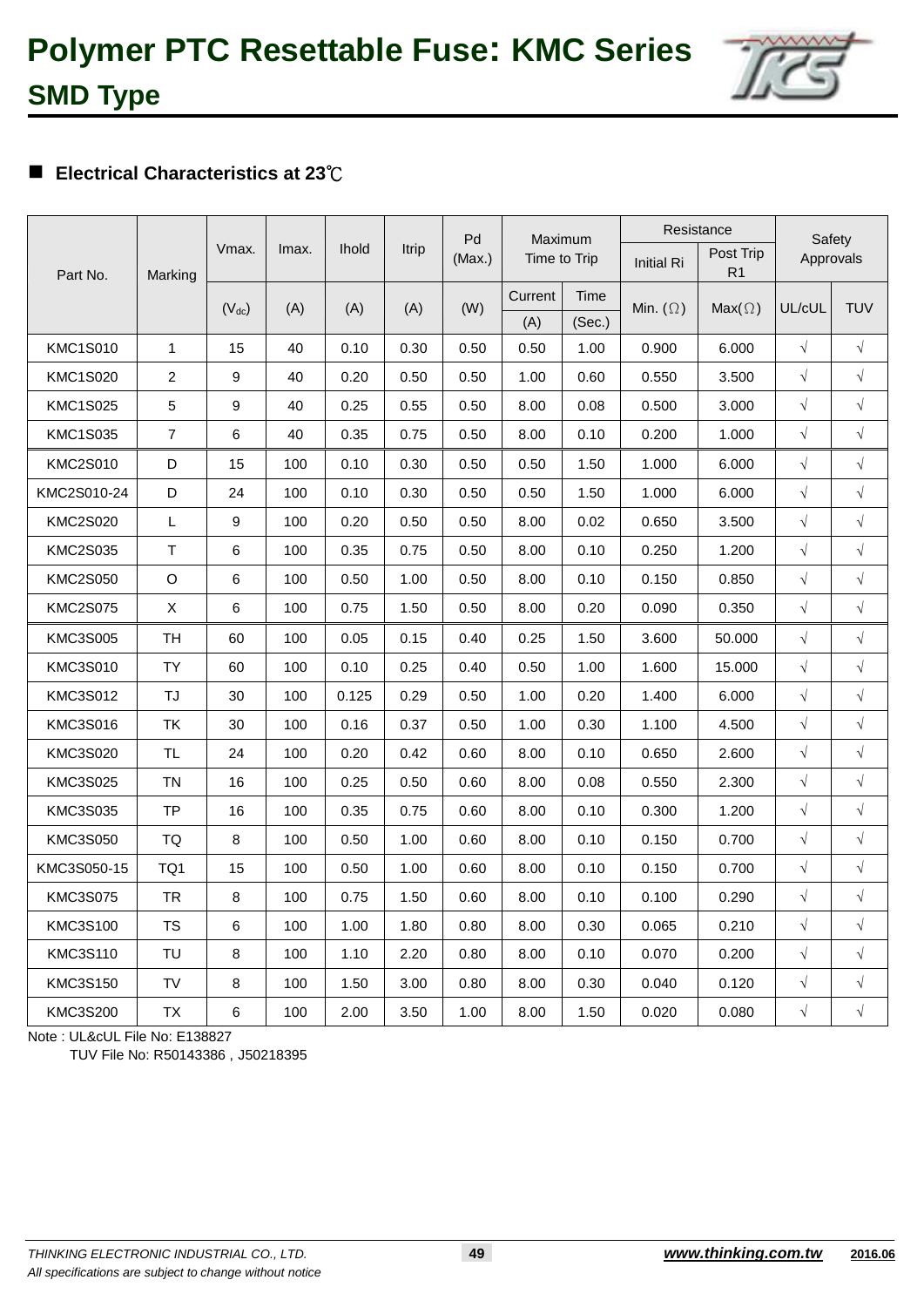# Polymer PTC Resettable Fuse: KMC Series

## SMD Type

### ■ Electrical Characteristics at 23℃

| Part No. | Marking | Vmax. | Imax. | Ihold | Itrip | Pd (Max.) | Maximum Time to Trip | | Resistance | | Safety Approvals | |
|---|---|---|---|---|---|---|---|---|---|---|---|---|
| | | | | | | | | | Initial Ri | Post Trip R1 | | |
| | | ($V_{dc}$) | (A) | (A) | (A) | (W) | Current (A) | Time (Sec.) | Min. (Ω) | Max(Ω) | UL/cUL | TUV |
| KMC1S010 | 1 | 15 | 40 | 0.10 | 0.30 | 0.50 | 0.50 | 1.00 | 0.900 | 6.000 | √ | √ |
| KMC1S020 | 2 | 9 | 40 | 0.20 | 0.50 | 0.50 | 1.00 | 0.60 | 0.550 | 3.500 | √ | √ |
| KMC1S025 | 5 | 9 | 40 | 0.25 | 0.55 | 0.50 | 8.00 | 0.08 | 0.500 | 3.000 | √ | √ |
| KMC1S035 | 7 | 6 | 40 | 0.35 | 0.75 | 0.50 | 8.00 | 0.10 | 0.200 | 1.000 | √ | √ |
| KMC2S010 | D | 15 | 100 | 0.10 | 0.30 | 0.50 | 0.50 | 1.50 | 1.000 | 6.000 | √ | √ |
| KMC2S010-24 | D | 24 | 100 | 0.10 | 0.30 | 0.50 | 0.50 | 1.50 | 1.000 | 6.000 | √ | √ |
| KMC2S020 | L | 9 | 100 | 0.20 | 0.50 | 0.50 | 8.00 | 0.02 | 0.650 | 3.500 | √ | √ |
| KMC2S035 | T | 6 | 100 | 0.35 | 0.75 | 0.50 | 8.00 | 0.10 | 0.250 | 1.200 | √ | √ |
| KMC2S050 | O | 6 | 100 | 0.50 | 1.00 | 0.50 | 8.00 | 0.10 | 0.150 | 0.850 | √ | √ |
| KMC2S075 | X | 6 | 100 | 0.75 | 1.50 | 0.50 | 8.00 | 0.20 | 0.090 | 0.350 | √ | √ |
| KMC3S005 | TH | 60 | 100 | 0.05 | 0.15 | 0.40 | 0.25 | 1.50 | 3.600 | 50.000 | √ | √ |
| KMC3S010 | TY | 60 | 100 | 0.10 | 0.25 | 0.40 | 0.50 | 1.00 | 1.600 | 15.000 | √ | √ |
| KMC3S012 | TJ | 30 | 100 | 0.125 | 0.29 | 0.50 | 1.00 | 0.20 | 1.400 | 6.000 | √ | √ |
| KMC3S016 | TK | 30 | 100 | 0.16 | 0.37 | 0.50 | 1.00 | 0.30 | 1.100 | 4.500 | √ | √ |
| KMC3S020 | TL | 24 | 100 | 0.20 | 0.42 | 0.60 | 8.00 | 0.10 | 0.650 | 2.600 | √ | √ |
| KMC3S025 | TN | 16 | 100 | 0.25 | 0.50 | 0.60 | 8.00 | 0.08 | 0.550 | 2.300 | √ | √ |
| KMC3S035 | TP | 16 | 100 | 0.35 | 0.75 | 0.60 | 8.00 | 0.10 | 0.300 | 1.200 | √ | √ |
| KMC3S050 | TQ | 8 | 100 | 0.50 | 1.00 | 0.60 | 8.00 | 0.10 | 0.150 | 0.700 | √ | √ |
| KMC3S050-15 | TQ1 | 15 | 100 | 0.50 | 1.00 | 0.60 | 8.00 | 0.10 | 0.150 | 0.700 | √ | √ |
| KMC3S075 | TR | 8 | 100 | 0.75 | 1.50 | 0.60 | 8.00 | 0.10 | 0.100 | 0.290 | √ | √ |
| KMC3S100 | TS | 6 | 100 | 1.00 | 1.80 | 0.80 | 8.00 | 0.30 | 0.065 | 0.210 | √ | √ |
| KMC3S110 | TU | 8 | 100 | 1.10 | 2.20 | 0.80 | 8.00 | 0.10 | 0.070 | 0.200 | √ | √ |
| KMC3S150 | TV | 8 | 100 | 1.50 | 3.00 | 0.80 | 8.00 | 0.30 | 0.040 | 0.120 | √ | √ |
| KMC3S200 | TX | 6 | 100 | 2.00 | 3.50 | 1.00 | 8.00 | 1.50 | 0.020 | 0.080 | √ | √ |

Note : UL&cUL File No: E138827
TUV File No: R50143386 , J50218395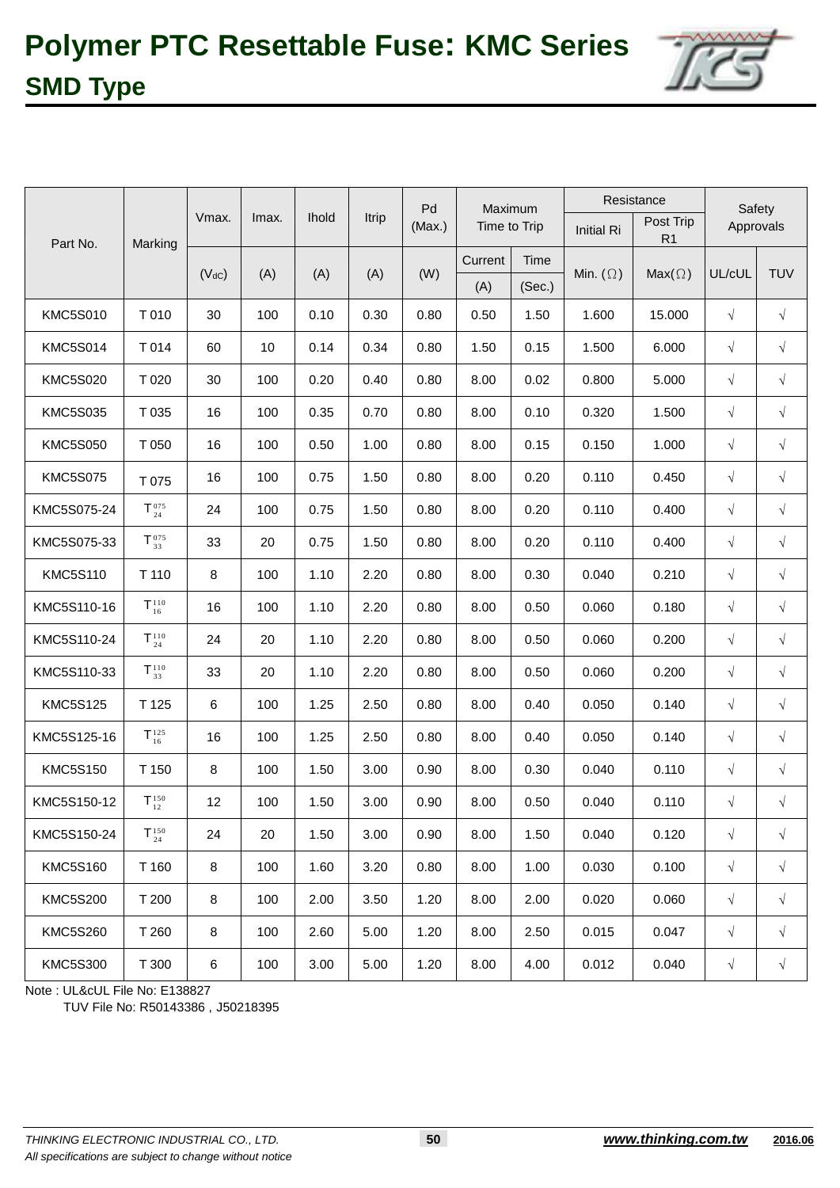# Polymer PTC Resettable Fuse: KMC Series

## SMD Type

| Part No. | Marking | Vmax. | Imax. | Ihold | Itrip | Pd (Max.) | Maximum Time to Trip | | Resistance | | Safety Approvals | |
|---|---|---|---|---|---|---|---|---|---|---|---|---|
| | | | | | | | Current | Time | Initial Ri | Post Trip R1 | | |
| | | ($V_{dC}$) | (A) | (A) | (A) | (W) | (A) | (Sec.) | Min. (Ω) | Max(Ω) | UL/cUL | TUV |
| KMC5S010 | T 010 | 30 | 100 | 0.10 | 0.30 | 0.80 | 0.50 | 1.50 | 1.600 | 15.000 | √ | √ |
| KMC5S014 | T 014 | 60 | 10 | 0.14 | 0.34 | 0.80 | 1.50 | 0.15 | 1.500 | 6.000 | √ | √ |
| KMC5S020 | T 020 | 30 | 100 | 0.20 | 0.40 | 0.80 | 8.00 | 0.02 | 0.800 | 5.000 | √ | √ |
| KMC5S035 | T 035 | 16 | 100 | 0.35 | 0.70 | 0.80 | 8.00 | 0.10 | 0.320 | 1.500 | √ | √ |
| KMC5S050 | T 050 | 16 | 100 | 0.50 | 1.00 | 0.80 | 8.00 | 0.15 | 0.150 | 1.000 | √ | √ |
| KMC5S075 | T 075 | 16 | 100 | 0.75 | 1.50 | 0.80 | 8.00 | 0.20 | 0.110 | 0.450 | √ | √ |
| KMC5S075-24 | $T^{075}_{24}$ | 24 | 100 | 0.75 | 1.50 | 0.80 | 8.00 | 0.20 | 0.110 | 0.400 | √ | √ |
| KMC5S075-33 | $T^{075}_{33}$ | 33 | 20 | 0.75 | 1.50 | 0.80 | 8.00 | 0.20 | 0.110 | 0.400 | √ | √ |
| KMC5S110 | T 110 | 8 | 100 | 1.10 | 2.20 | 0.80 | 8.00 | 0.30 | 0.040 | 0.210 | √ | √ |
| KMC5S110-16 | $T^{110}_{16}$ | 16 | 100 | 1.10 | 2.20 | 0.80 | 8.00 | 0.50 | 0.060 | 0.180 | √ | √ |
| KMC5S110-24 | $T^{110}_{24}$ | 24 | 20 | 1.10 | 2.20 | 0.80 | 8.00 | 0.50 | 0.060 | 0.200 | √ | √ |
| KMC5S110-33 | $T^{110}_{33}$ | 33 | 20 | 1.10 | 2.20 | 0.80 | 8.00 | 0.50 | 0.060 | 0.200 | √ | √ |
| KMC5S125 | T 125 | 6 | 100 | 1.25 | 2.50 | 0.80 | 8.00 | 0.40 | 0.050 | 0.140 | √ | √ |
| KMC5S125-16 | $T^{125}_{16}$ | 16 | 100 | 1.25 | 2.50 | 0.80 | 8.00 | 0.40 | 0.050 | 0.140 | √ | √ |
| KMC5S150 | T 150 | 8 | 100 | 1.50 | 3.00 | 0.90 | 8.00 | 0.30 | 0.040 | 0.110 | √ | √ |
| KMC5S150-12 | $T^{150}_{12}$ | 12 | 100 | 1.50 | 3.00 | 0.90 | 8.00 | 0.50 | 0.040 | 0.110 | √ | √ |
| KMC5S150-24 | $T^{150}_{24}$ | 24 | 20 | 1.50 | 3.00 | 0.90 | 8.00 | 1.50 | 0.040 | 0.120 | √ | √ |
| KMC5S160 | T 160 | 8 | 100 | 1.60 | 3.20 | 0.80 | 8.00 | 1.00 | 0.030 | 0.100 | √ | √ |
| KMC5S200 | T 200 | 8 | 100 | 2.00 | 3.50 | 1.20 | 8.00 | 2.00 | 0.020 | 0.060 | √ | √ |
| KMC5S260 | T 260 | 8 | 100 | 2.60 | 5.00 | 1.20 | 8.00 | 2.50 | 0.015 | 0.047 | √ | √ |
| KMC5S300 | T 300 | 6 | 100 | 3.00 | 5.00 | 1.20 | 8.00 | 4.00 | 0.012 | 0.040 | √ | √ |

Note : UL&cUL File No: E138827

TUV File No: R50143386 , J50218395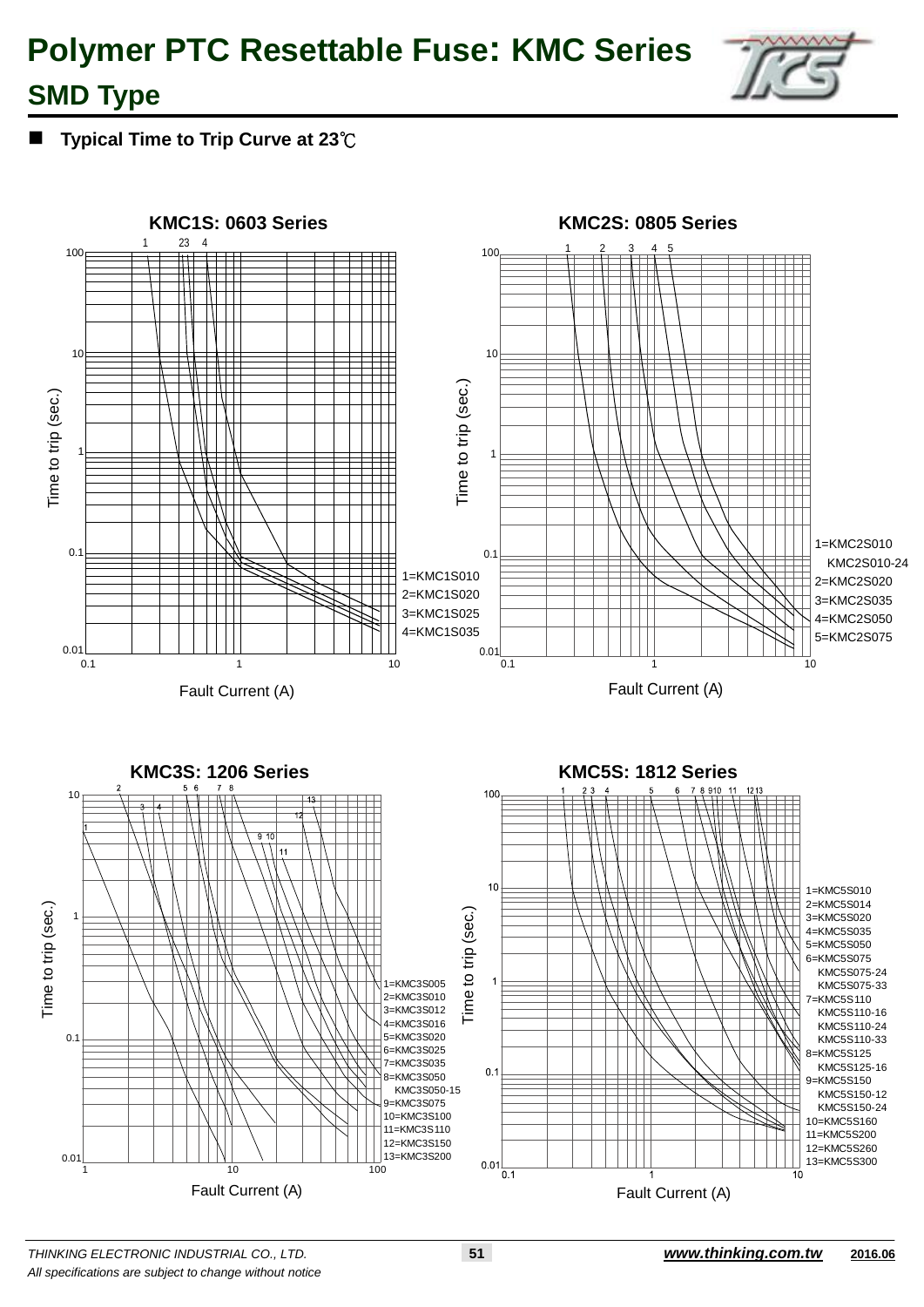# Polymer PTC Resettable Fuse: KMC Series

## SMD Type

- **Typical Time to Trip Curve at 23℃**

### KMC1S: 0603 Series

Time to trip (sec.) vs. Fault Current (A)

1=KMC1S010
2=KMC1S020
3=KMC1S025
4=KMC1S035

### KMC2S: 0805 Series

Time to trip (sec.) vs. Fault Current (A)

1=KMC2S010
KMC2S010-24
2=KMC2S020
3=KMC2S035
4=KMC2S050
5=KMC2S075

### KMC3S: 1206 Series

Time to trip (sec.) vs. Fault Current (A)

1=KMC3S005
2=KMC3S010
3=KMC3S012
4=KMC3S016
5=KMC3S020
6=KMC3S025
7=KMC3S035
8=KMC3S050
KMC3S050-15
9=KMC3S075
10=KMC3S100
11=KMC3S110
12=KMC3S150
13=KMC3S200

### KMC5S: 1812 Series

Time to trip (sec.) vs. Fault Current (A)

1=KMC5S010
2=KMC5S014
3=KMC5S020
4=KMC5S035
5=KMC5S050
6=KMC5S075
KMC5S075-24
KMC5S075-33
7=KMC5S110
KMC5S110-16
KMC5S110-24
KMC5S110-33
8=KMC5S125
KMC5S125-16
9=KMC5S150
KMC5S150-12
KMC5S150-24
10=KMC5S160
11=KMC5S200
12=KMC5S260
13=KMC5S300

*THINKING ELECTRONIC INDUSTRIAL CO., LTD.*
*All specifications are subject to change without notice*
***www.thinking.com.tw*** **2016.06**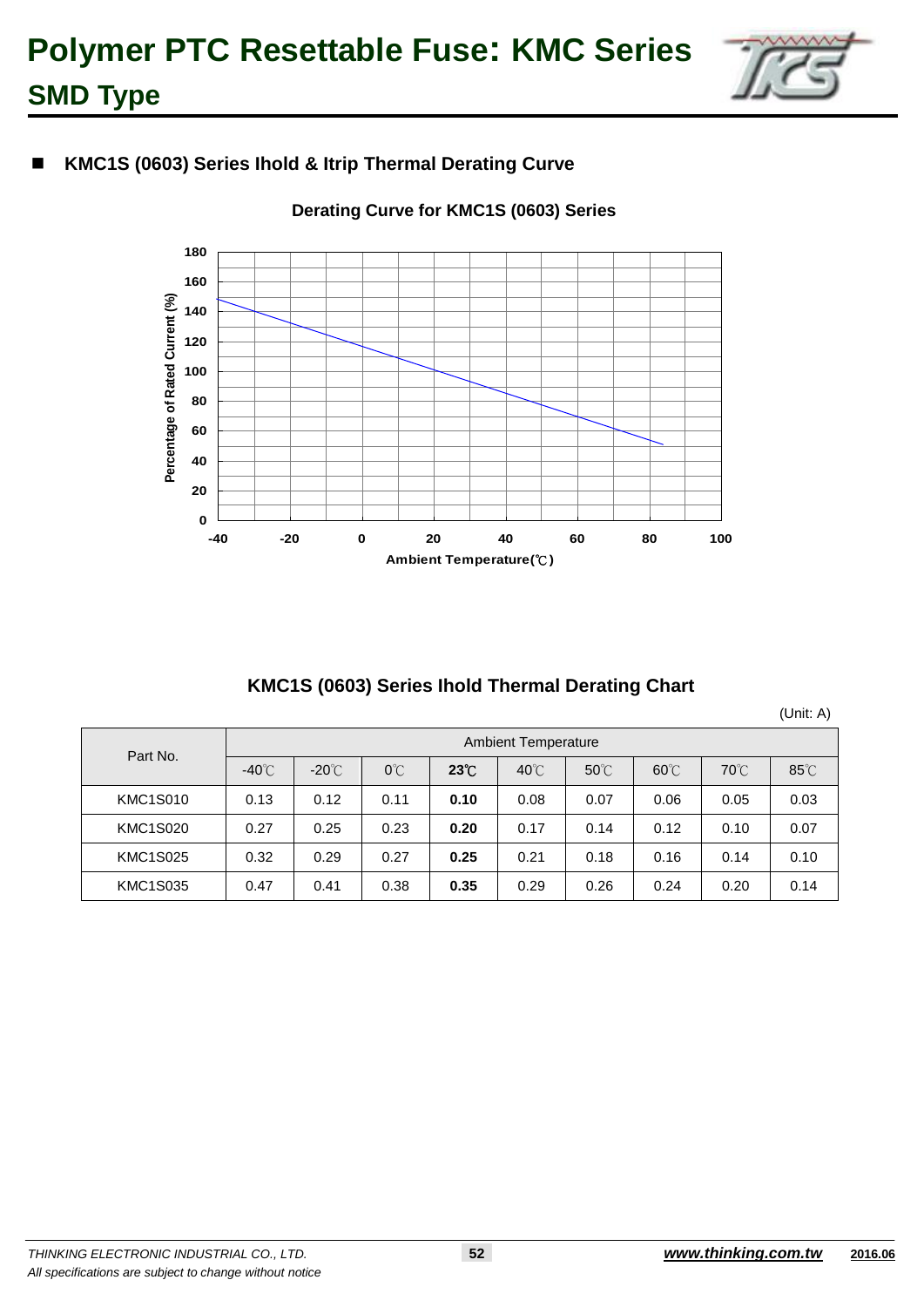# Polymer PTC Resettable Fuse: KMC Series

## SMD Type

### ■ KMC1S (0603) Series Ihold & Itrip Thermal Derating Curve

**Derating Curve for KMC1S (0603) Series**

**KMC1S (0603) Series Ihold Thermal Derating Chart**

(Unit: A)

| Part No. | Ambient Temperature | | | | | | | | |
|---|---|---|---|---|---|---|---|---|---|
| | -40℃ | -20℃ | 0℃ | **23℃** | 40℃ | 50℃ | 60℃ | 70℃ | 85℃ |
| KMC1S010 | 0.13 | 0.12 | 0.11 | **0.10** | 0.08 | 0.07 | 0.06 | 0.05 | 0.03 |
| KMC1S020 | 0.27 | 0.25 | 0.23 | **0.20** | 0.17 | 0.14 | 0.12 | 0.10 | 0.07 |
| KMC1S025 | 0.32 | 0.29 | 0.27 | **0.25** | 0.21 | 0.18 | 0.16 | 0.14 | 0.10 |
| KMC1S035 | 0.47 | 0.41 | 0.38 | **0.35** | 0.29 | 0.26 | 0.24 | 0.20 | 0.14 |

*THINKING ELECTRONIC INDUSTRIAL CO., LTD.*
*All specifications are subject to change without notice*

***www.thinking.com.tw*** 2016.06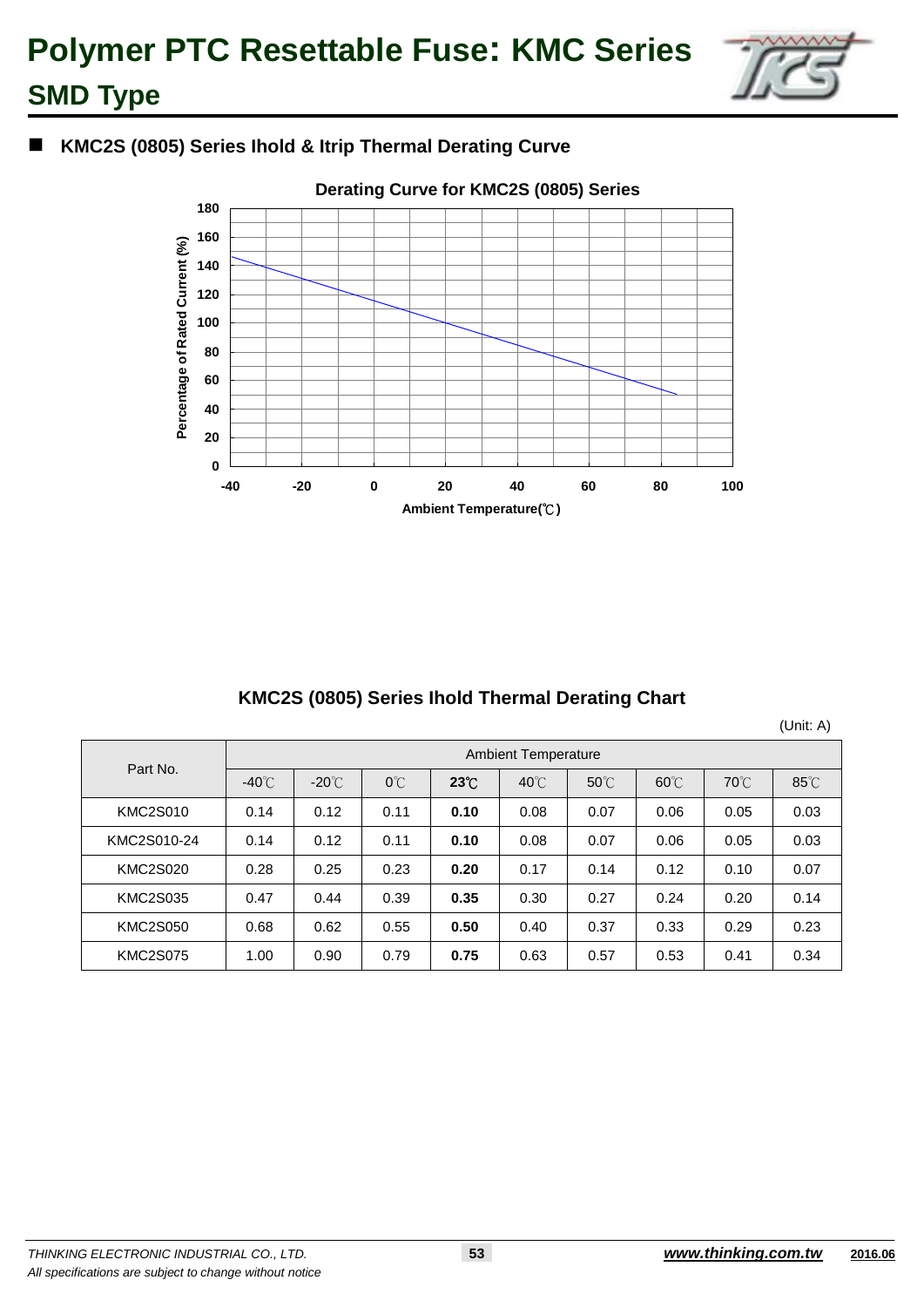# Polymer PTC Resettable Fuse: KMC Series

## SMD Type

### KMC2S (0805) Series Ihold & Itrip Thermal Derating Curve

**Derating Curve for KMC2S (0805) Series**

Percentage of Rated Current (%)

Ambient Temperature(℃)

### KMC2S (0805) Series Ihold Thermal Derating Chart

(Unit: A)

| Part No. | Ambient Temperature | | | | | | | | |
|---|---|---|---|---|---|---|---|---|---|
| | -40℃ | -20℃ | 0℃ | **23℃** | 40℃ | 50℃ | 60℃ | 70℃ | 85℃ |
| KMC2S010 | 0.14 | 0.12 | 0.11 | **0.10** | 0.08 | 0.07 | 0.06 | 0.05 | 0.03 |
| KMC2S010-24 | 0.14 | 0.12 | 0.11 | **0.10** | 0.08 | 0.07 | 0.06 | 0.05 | 0.03 |
| KMC2S020 | 0.28 | 0.25 | 0.23 | **0.20** | 0.17 | 0.14 | 0.12 | 0.10 | 0.07 |
| KMC2S035 | 0.47 | 0.44 | 0.39 | **0.35** | 0.30 | 0.27 | 0.24 | 0.20 | 0.14 |
| KMC2S050 | 0.68 | 0.62 | 0.55 | **0.50** | 0.40 | 0.37 | 0.33 | 0.29 | 0.23 |
| KMC2S075 | 1.00 | 0.90 | 0.79 | **0.75** | 0.63 | 0.57 | 0.53 | 0.41 | 0.34 |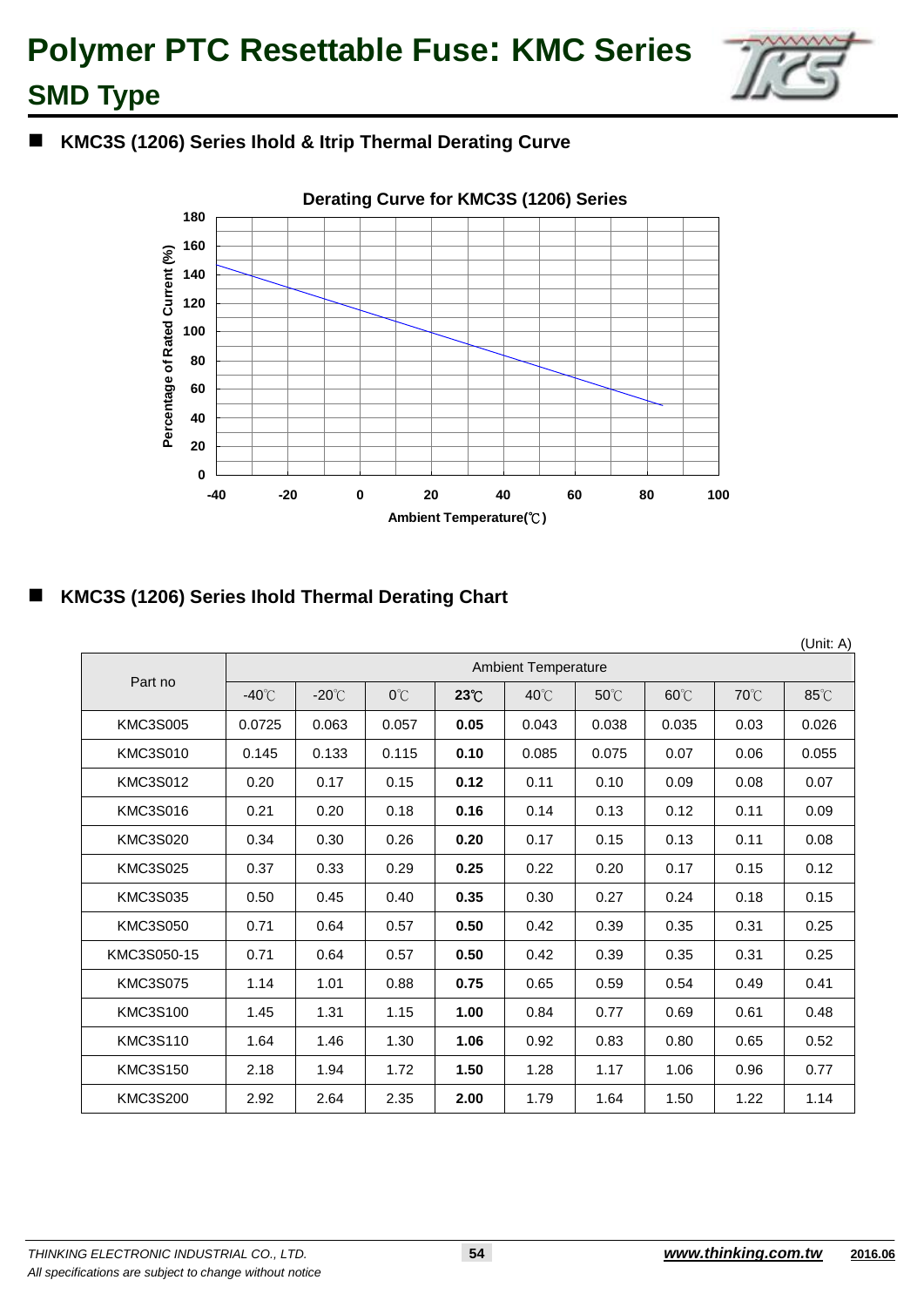# Polymer PTC Resettable Fuse: KMC Series

## SMD Type

### ■ KMC3S (1206) Series Ihold & Itrip Thermal Derating Curve

Derating Curve for KMC3S (1206) Series

Percentage of Rated Current (%)

Ambient Temperature(℃)

### ■ KMC3S (1206) Series Ihold Thermal Derating Chart

(Unit: A)

| Part no | Ambient Temperature | | | | | | | | |
|---|---|---|---|---|---|---|---|---|---|
| | -40℃ | -20℃ | 0℃ | **23℃** | 40℃ | 50℃ | 60℃ | 70℃ | 85℃ |
| KMC3S005 | 0.0725 | 0.063 | 0.057 | **0.05** | 0.043 | 0.038 | 0.035 | 0.03 | 0.026 |
| KMC3S010 | 0.145 | 0.133 | 0.115 | **0.10** | 0.085 | 0.075 | 0.07 | 0.06 | 0.055 |
| KMC3S012 | 0.20 | 0.17 | 0.15 | **0.12** | 0.11 | 0.10 | 0.09 | 0.08 | 0.07 |
| KMC3S016 | 0.21 | 0.20 | 0.18 | **0.16** | 0.14 | 0.13 | 0.12 | 0.11 | 0.09 |
| KMC3S020 | 0.34 | 0.30 | 0.26 | **0.20** | 0.17 | 0.15 | 0.13 | 0.11 | 0.08 |
| KMC3S025 | 0.37 | 0.33 | 0.29 | **0.25** | 0.22 | 0.20 | 0.17 | 0.15 | 0.12 |
| KMC3S035 | 0.50 | 0.45 | 0.40 | **0.35** | 0.30 | 0.27 | 0.24 | 0.18 | 0.15 |
| KMC3S050 | 0.71 | 0.64 | 0.57 | **0.50** | 0.42 | 0.39 | 0.35 | 0.31 | 0.25 |
| KMC3S050-15 | 0.71 | 0.64 | 0.57 | **0.50** | 0.42 | 0.39 | 0.35 | 0.31 | 0.25 |
| KMC3S075 | 1.14 | 1.01 | 0.88 | **0.75** | 0.65 | 0.59 | 0.54 | 0.49 | 0.41 |
| KMC3S100 | 1.45 | 1.31 | 1.15 | **1.00** | 0.84 | 0.77 | 0.69 | 0.61 | 0.48 |
| KMC3S110 | 1.64 | 1.46 | 1.30 | **1.06** | 0.92 | 0.83 | 0.80 | 0.65 | 0.52 |
| KMC3S150 | 2.18 | 1.94 | 1.72 | **1.50** | 1.28 | 1.17 | 1.06 | 0.96 | 0.77 |
| KMC3S200 | 2.92 | 2.64 | 2.35 | **2.00** | 1.79 | 1.64 | 1.50 | 1.22 | 1.14 |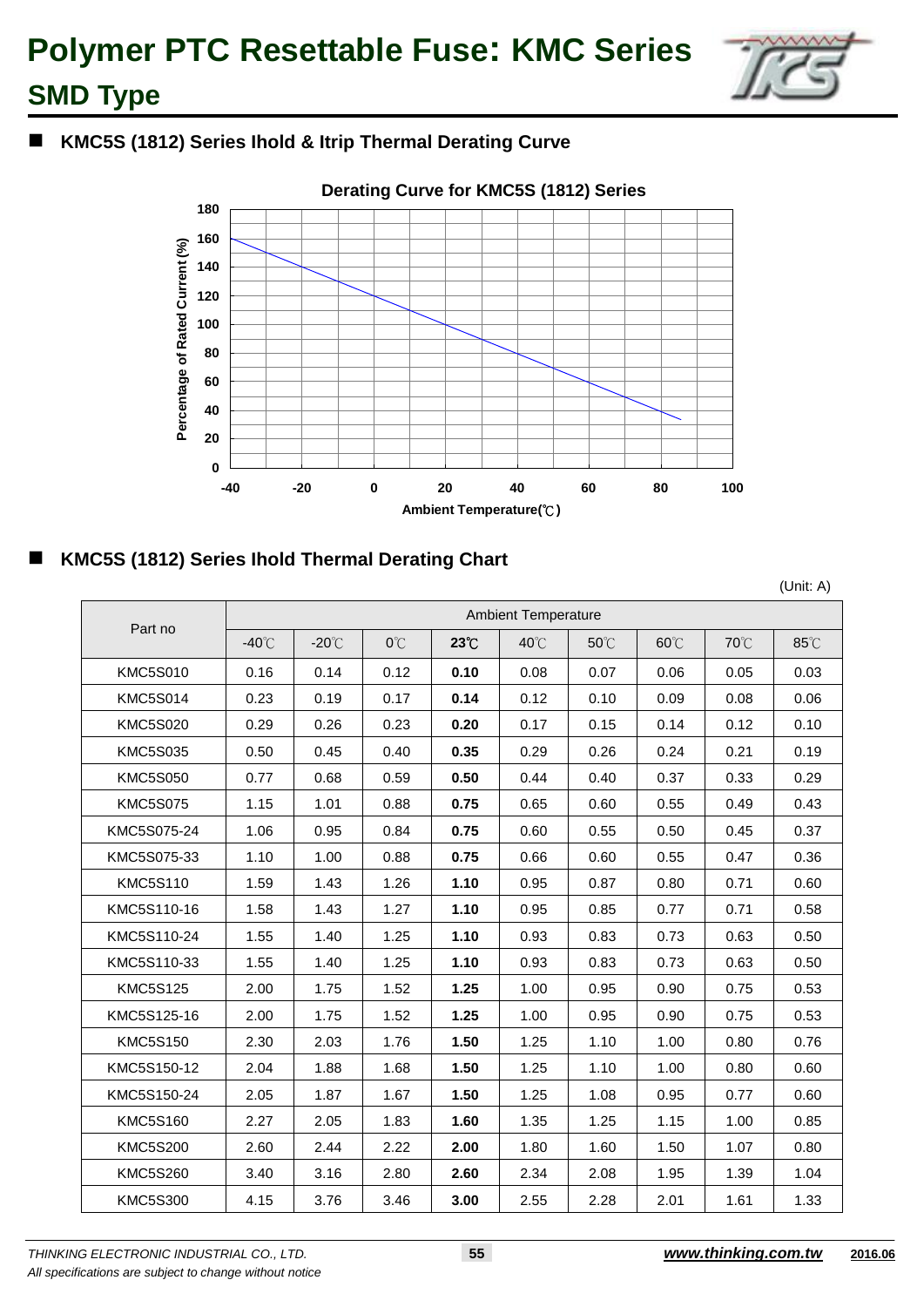# Polymer PTC Resettable Fuse: KMC Series

## SMD Type

### KMC5S (1812) Series Ihold & Itrip Thermal Derating Curve

**Derating Curve for KMC5S (1812) Series**

### KMC5S (1812) Series Ihold Thermal Derating Chart

(Unit: A)

| Part no | Ambient Temperature | | | | | | | | |
|---|---|---|---|---|---|---|---|---|---|
| | -40℃ | -20℃ | 0℃ | **23℃** | 40℃ | 50℃ | 60℃ | 70℃ | 85℃ |
| KMC5S010 | 0.16 | 0.14 | 0.12 | **0.10** | 0.08 | 0.07 | 0.06 | 0.05 | 0.03 |
| KMC5S014 | 0.23 | 0.19 | 0.17 | **0.14** | 0.12 | 0.10 | 0.09 | 0.08 | 0.06 |
| KMC5S020 | 0.29 | 0.26 | 0.23 | **0.20** | 0.17 | 0.15 | 0.14 | 0.12 | 0.10 |
| KMC5S035 | 0.50 | 0.45 | 0.40 | **0.35** | 0.29 | 0.26 | 0.24 | 0.21 | 0.19 |
| KMC5S050 | 0.77 | 0.68 | 0.59 | **0.50** | 0.44 | 0.40 | 0.37 | 0.33 | 0.29 |
| KMC5S075 | 1.15 | 1.01 | 0.88 | **0.75** | 0.65 | 0.60 | 0.55 | 0.49 | 0.43 |
| KMC5S075-24 | 1.06 | 0.95 | 0.84 | **0.75** | 0.60 | 0.55 | 0.50 | 0.45 | 0.37 |
| KMC5S075-33 | 1.10 | 1.00 | 0.88 | **0.75** | 0.66 | 0.60 | 0.55 | 0.47 | 0.36 |
| KMC5S110 | 1.59 | 1.43 | 1.26 | **1.10** | 0.95 | 0.87 | 0.80 | 0.71 | 0.60 |
| KMC5S110-16 | 1.58 | 1.43 | 1.27 | **1.10** | 0.95 | 0.85 | 0.77 | 0.71 | 0.58 |
| KMC5S110-24 | 1.55 | 1.40 | 1.25 | **1.10** | 0.93 | 0.83 | 0.73 | 0.63 | 0.50 |
| KMC5S110-33 | 1.55 | 1.40 | 1.25 | **1.10** | 0.93 | 0.83 | 0.73 | 0.63 | 0.50 |
| KMC5S125 | 2.00 | 1.75 | 1.52 | **1.25** | 1.00 | 0.95 | 0.90 | 0.75 | 0.53 |
| KMC5S125-16 | 2.00 | 1.75 | 1.52 | **1.25** | 1.00 | 0.95 | 0.90 | 0.75 | 0.53 |
| KMC5S150 | 2.30 | 2.03 | 1.76 | **1.50** | 1.25 | 1.10 | 1.00 | 0.80 | 0.76 |
| KMC5S150-12 | 2.04 | 1.88 | 1.68 | **1.50** | 1.25 | 1.10 | 1.00 | 0.80 | 0.60 |
| KMC5S150-24 | 2.05 | 1.87 | 1.67 | **1.50** | 1.25 | 1.08 | 0.95 | 0.77 | 0.60 |
| KMC5S160 | 2.27 | 2.05 | 1.83 | **1.60** | 1.35 | 1.25 | 1.15 | 1.00 | 0.85 |
| KMC5S200 | 2.60 | 2.44 | 2.22 | **2.00** | 1.80 | 1.60 | 1.50 | 1.07 | 0.80 |
| KMC5S260 | 3.40 | 3.16 | 2.80 | **2.60** | 2.34 | 2.08 | 1.95 | 1.39 | 1.04 |
| KMC5S300 | 4.15 | 3.76 | 3.46 | **3.00** | 2.55 | 2.28 | 2.01 | 1.61 | 1.33 |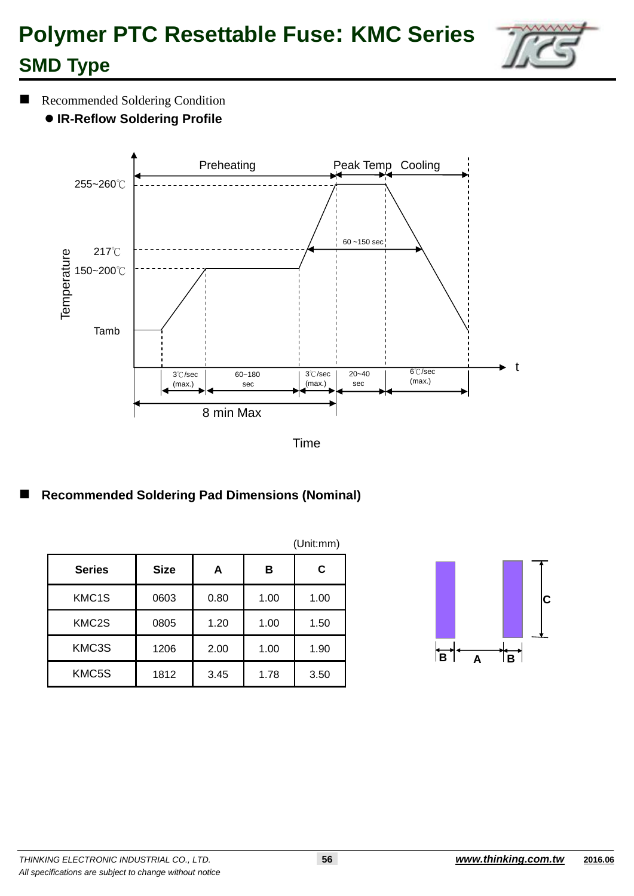# Polymer PTC Resettable Fuse: KMC Series

## SMD Type

- Recommended Soldering Condition
  - **IR-Reflow Soldering Profile**

Preheating | Peak Temp | Cooling

255~260℃

217℃

150~200℃

Tamb

Temperature

60 ~150 sec

3℃/sec (max.) | 60~180 sec | 3℃/sec (max.) | 20~40 sec | 6℃/sec (max.)

8 min Max

t

Time

- **Recommended Soldering Pad Dimensions (Nominal)**

(Unit:mm)

| Series | Size | A | B | C |
|---|---|---|---|---|
| KMC1S | 0603 | 0.80 | 1.00 | 1.00 |
| KMC2S | 0805 | 1.20 | 1.00 | 1.50 |
| KMC3S | 1206 | 2.00 | 1.00 | 1.90 |
| KMC5S | 1812 | 3.45 | 1.78 | 3.50 |

B A B C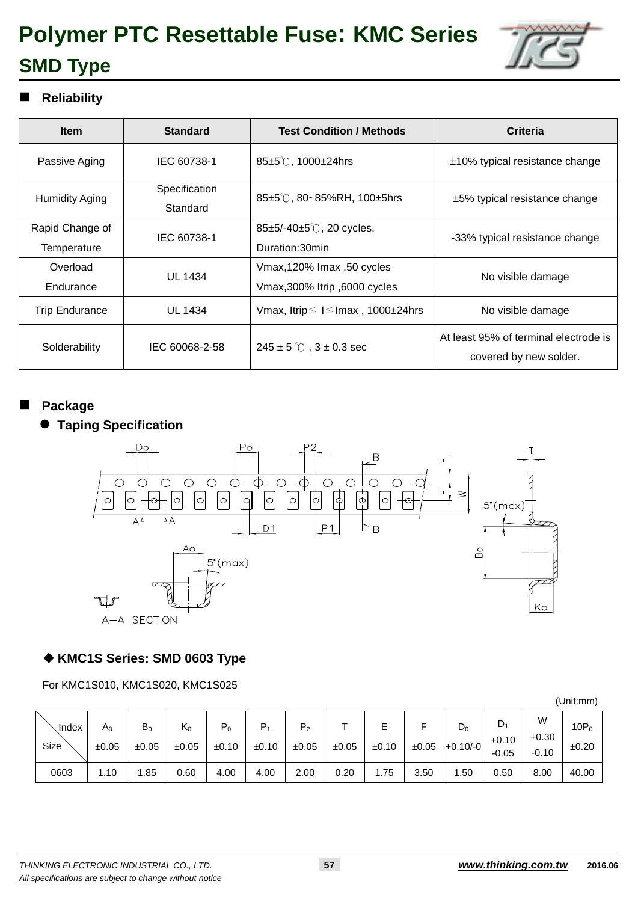# Polymer PTC Resettable Fuse: KMC Series

## SMD Type

### Reliability

| Item | Standard | Test Condition / Methods | Criteria |
|---|---|---|---|
| Passive Aging | IEC 60738-1 | 85±5℃, 1000±24hrs | ±10% typical resistance change |
| Humidity Aging | Specification Standard | 85±5℃, 80~85%RH, 100±5hrs | ±5% typical resistance change |
| Rapid Change of Temperature | IEC 60738-1 | 85±5/-40±5℃, 20 cycles, Duration:30min | -33% typical resistance change |
| Overload Endurance | UL 1434 | Vmax,120% Imax ,50 cycles<br>Vmax,300% Itrip ,6000 cycles | No visible damage |
| Trip Endurance | UL 1434 | Vmax, Itrip≦ I≦Imax , 1000±24hrs | No visible damage |
| Solderability | IEC 60068-2-58 | 245 ± 5 ℃ , 3 ± 0.3 sec | At least 95% of terminal electrode is covered by new solder. |

### Package

- **Taping Specification**

#### ◆ KMC1S Series: SMD 0603 Type

For KMC1S010, KMC1S020, KMC1S025

(Unit:mm)

| Index / Size | $A_0$ ±0.05 | $B_0$ ±0.05 | $K_0$ ±0.05 | $P_0$ ±0.10 | $P_1$ ±0.10 | $P_2$ ±0.05 | T ±0.05 | E ±0.10 | F ±0.05 | $D_0$ +0.10/-0 | $D_1$ +0.10 -0.05 | W +0.30 -0.10 | $10P_0$ ±0.20 |
|---|---|---|---|---|---|---|---|---|---|---|---|---|---|
| 0603 | 1.10 | 1.85 | 0.60 | 4.00 | 4.00 | 2.00 | 0.20 | 1.75 | 3.50 | 1.50 | 0.50 | 8.00 | 40.00 |

*THINKING ELECTRONIC INDUSTRIAL CO., LTD.*
*All specifications are subject to change without notice*
*www.thinking.com.tw* 2016.06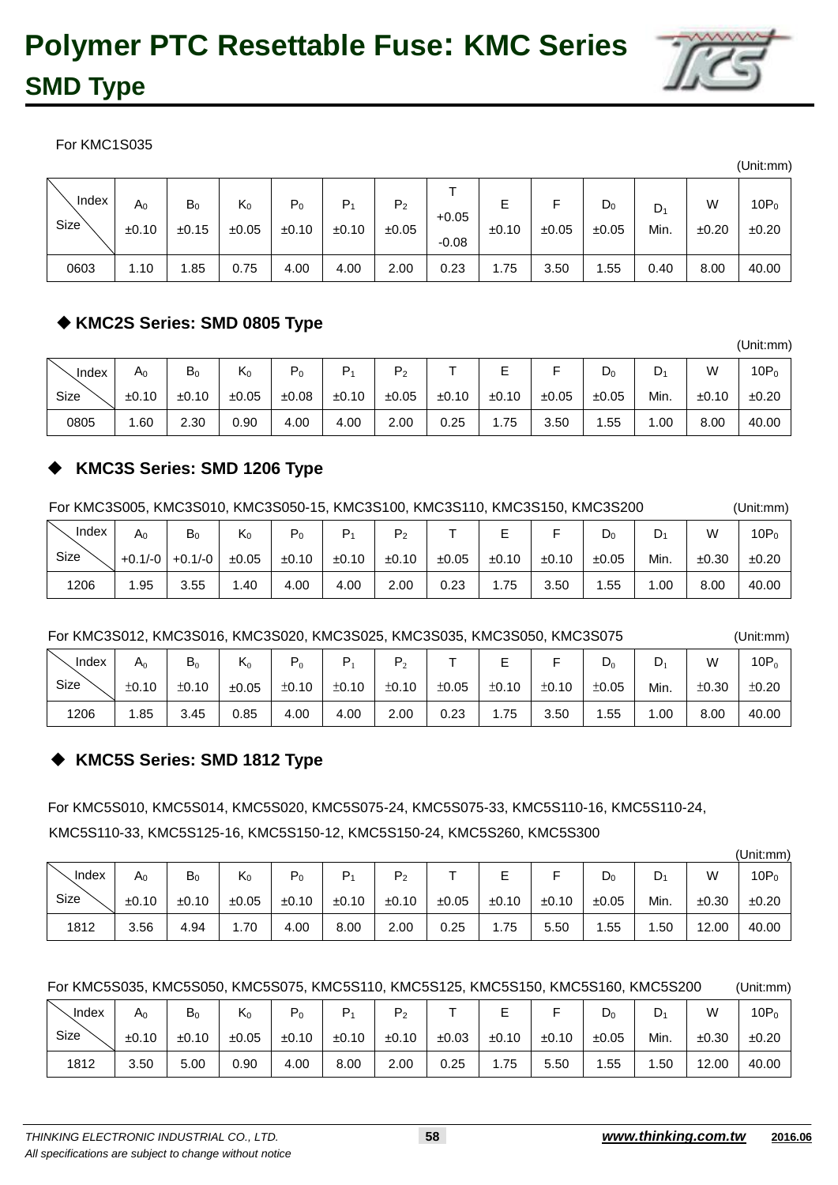# Polymer PTC Resettable Fuse: KMC Series

## SMD Type

For KMC1S035

(Unit:mm)

| Index / Size | $A_0$ ±0.10 | $B_0$ ±0.15 | $K_0$ ±0.05 | $P_0$ ±0.10 | $P_1$ ±0.10 | $P_2$ ±0.05 | T +0.05 -0.08 | E ±0.10 | F ±0.05 | $D_0$ ±0.05 | $D_1$ Min. | W ±0.20 | $10P_0$ ±0.20 |
|---|---|---|---|---|---|---|---|---|---|---|---|---|---|
| 0603 | 1.10 | 1.85 | 0.75 | 4.00 | 4.00 | 2.00 | 0.23 | 1.75 | 3.50 | 1.55 | 0.40 | 8.00 | 40.00 |

### ◆ KMC2S Series: SMD 0805 Type

(Unit:mm)

| Index / Size | $A_0$ ±0.10 | $B_0$ ±0.10 | $K_0$ ±0.05 | $P_0$ ±0.08 | $P_1$ ±0.10 | $P_2$ ±0.05 | T ±0.10 | E ±0.10 | F ±0.05 | $D_0$ ±0.05 | $D_1$ Min. | W ±0.10 | $10P_0$ ±0.20 |
|---|---|---|---|---|---|---|---|---|---|---|---|---|---|
| 0805 | 1.60 | 2.30 | 0.90 | 4.00 | 4.00 | 2.00 | 0.25 | 1.75 | 3.50 | 1.55 | 1.00 | 8.00 | 40.00 |

### ◆ KMC3S Series: SMD 1206 Type

For KMC3S005, KMC3S010, KMC3S050-15, KMC3S100, KMC3S110, KMC3S150, KMC3S200 (Unit:mm)

| Index / Size | $A_0$ +0.1/-0 | $B_0$ +0.1/-0 | $K_0$ ±0.05 | $P_0$ ±0.10 | $P_1$ ±0.10 | $P_2$ ±0.10 | T ±0.05 | E ±0.10 | F ±0.10 | $D_0$ ±0.05 | $D_1$ Min. | W ±0.30 | $10P_0$ ±0.20 |
|---|---|---|---|---|---|---|---|---|---|---|---|---|---|
| 1206 | 1.95 | 3.55 | 1.40 | 4.00 | 4.00 | 2.00 | 0.23 | 1.75 | 3.50 | 1.55 | 1.00 | 8.00 | 40.00 |

For KMC3S012, KMC3S016, KMC3S020, KMC3S025, KMC3S035, KMC3S050, KMC3S075 (Unit:mm)

| Index / Size | $A_0$ ±0.10 | $B_0$ ±0.10 | $K_0$ ±0.05 | $P_0$ ±0.10 | $P_1$ ±0.10 | $P_2$ ±0.10 | T ±0.05 | E ±0.10 | F ±0.10 | $D_0$ ±0.05 | $D_1$ Min. | W ±0.30 | $10P_0$ ±0.20 |
|---|---|---|---|---|---|---|---|---|---|---|---|---|---|
| 1206 | 1.85 | 3.45 | 0.85 | 4.00 | 4.00 | 2.00 | 0.23 | 1.75 | 3.50 | 1.55 | 1.00 | 8.00 | 40.00 |

### ◆ KMC5S Series: SMD 1812 Type

For KMC5S010, KMC5S014, KMC5S020, KMC5S075-24, KMC5S075-33, KMC5S110-16, KMC5S110-24, KMC5S110-33, KMC5S125-16, KMC5S150-12, KMC5S150-24, KMC5S260, KMC5S300

(Unit:mm)

| Index / Size | $A_0$ ±0.10 | $B_0$ ±0.10 | $K_0$ ±0.05 | $P_0$ ±0.10 | $P_1$ ±0.10 | $P_2$ ±0.10 | T ±0.05 | E ±0.10 | F ±0.10 | $D_0$ ±0.05 | $D_1$ Min. | W ±0.30 | $10P_0$ ±0.20 |
|---|---|---|---|---|---|---|---|---|---|---|---|---|---|
| 1812 | 3.56 | 4.94 | 1.70 | 4.00 | 8.00 | 2.00 | 0.25 | 1.75 | 5.50 | 1.55 | 1.50 | 12.00 | 40.00 |

For KMC5S035, KMC5S050, KMC5S075, KMC5S110, KMC5S125, KMC5S150, KMC5S160, KMC5S200 (Unit:mm)

| Index / Size | $A_0$ ±0.10 | $B_0$ ±0.10 | $K_0$ ±0.05 | $P_0$ ±0.10 | $P_1$ ±0.10 | $P_2$ ±0.10 | T ±0.03 | E ±0.10 | F ±0.10 | $D_0$ ±0.05 | $D_1$ Min. | W ±0.30 | $10P_0$ ±0.20 |
|---|---|---|---|---|---|---|---|---|---|---|---|---|---|
| 1812 | 3.50 | 5.00 | 0.90 | 4.00 | 8.00 | 2.00 | 0.25 | 1.75 | 5.50 | 1.55 | 1.50 | 12.00 | 40.00 |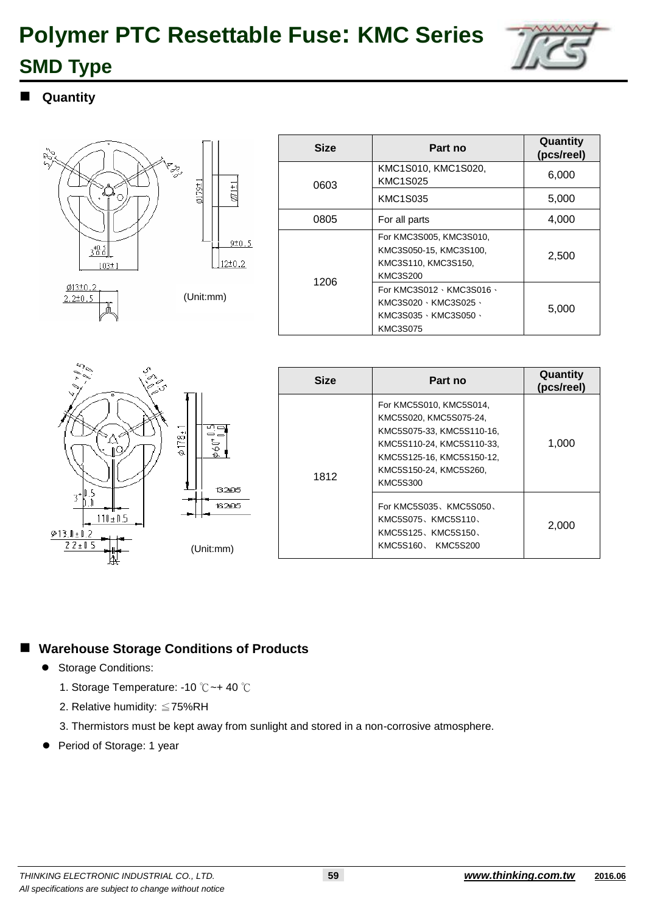# Polymer PTC Resettable Fuse: KMC Series

## SMD Type

### Quantity

Ø13±0.2
2.2±0.5
3.0 +0.5/-0.0
103±1
Ø178±1
Ø71±1
9±0.5
12±0.2
(Unit:mm)

| Size | Part no | Quantity (pcs/reel) |
|---|---|---|
| 0603 | KMC1S010, KMC1S020, KMC1S025 | 6,000 |
| | KMC1S035 | 5,000 |
| 0805 | For all parts | 4,000 |
| 1206 | For KMC3S005, KMC3S010, KMC3S050-15, KMC3S100, KMC3S110, KMC3S150, KMC3S200 | 2,500 |
| | For KMC3S012、KMC3S016、KMC3S020、KMC3S025、KMC3S035、KMC3S050、KMC3S075 | 5,000 |

φ13.0±0.2
2.2±0.5
3 +0.5/-0.0
110±0.5
φ178±1
φ60 +0.5/-0.0
13.2±0.5
16.2±0.5
(Unit:mm)

| Size | Part no | Quantity (pcs/reel) |
|---|---|---|
| 1812 | For KMC5S010, KMC5S014, KMC5S020, KMC5S075-24, KMC5S075-33, KMC5S110-16, KMC5S110-24, KMC5S110-33, KMC5S125-16, KMC5S150-12, KMC5S150-24, KMC5S260, KMC5S300 | 1,000 |
| | For KMC5S035、KMC5S050、KMC5S075、KMC5S110、KMC5S125、KMC5S150、KMC5S160、 KMC5S200 | 2,000 |

### Warehouse Storage Conditions of Products

- Storage Conditions:
  1. Storage Temperature: -10 ℃~+ 40 ℃
  2. Relative humidity: ≦75%RH
  3. Thermistors must be kept away from sunlight and stored in a non-corrosive atmosphere.
- Period of Storage: 1 year